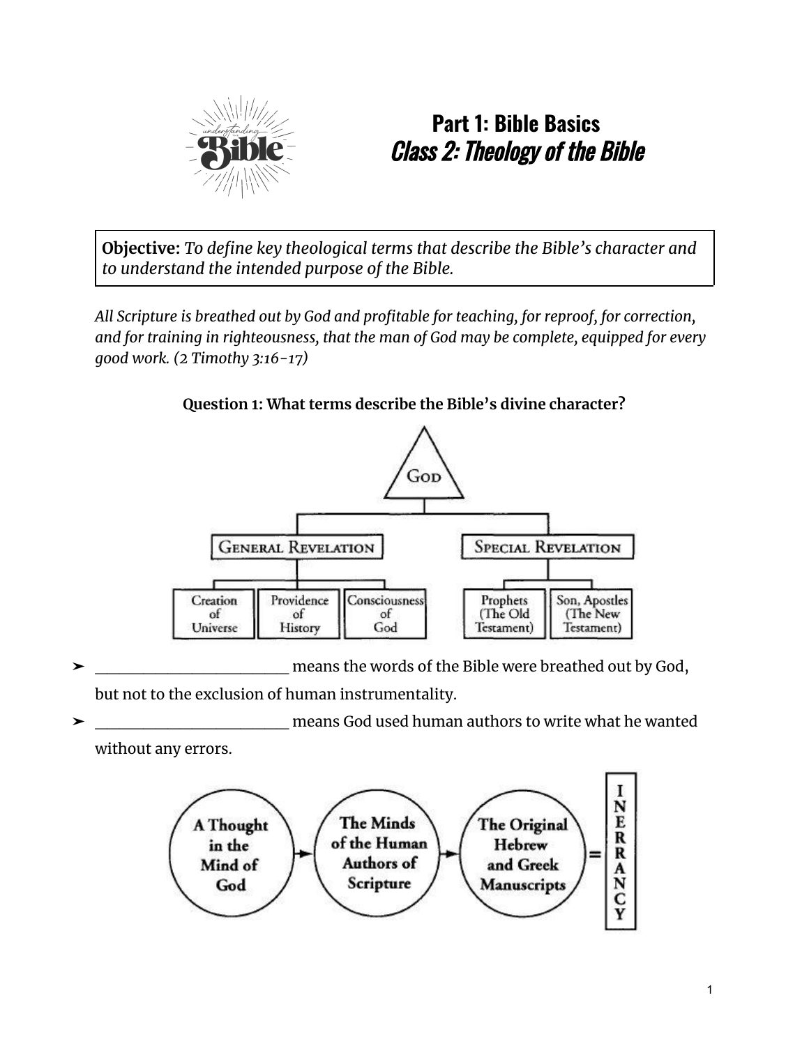# Part 1: Bible Basics

## *Class 2: Theology of the Bible*

**Objective:** *To define key theological terms that describe the Bible's character and to understand the intended purpose of the Bible.*

*All Scripture is breathed out by God and profitable for teaching, for reproof, for correction, and for training in righteousness, that the man of God may be complete, equipped for every good work. (2 Timothy 3:16-17)*

**Question 1: What terms describe the Bible's divine character?**

GOD

GENERAL REVELATION
- Creation of Universe
- Providence of History
- Consciousness of God

SPECIAL REVELATION
- Prophets (The Old Testament)
- Son, Apostles (The New Testament)

- ➤ ________________________ means the words of the Bible were breathed out by God, but not to the exclusion of human instrumentality.
- ➤ ________________________ means God used human authors to write what he wanted without any errors.

A Thought in the Mind of God → The Minds of the Human Authors of Scripture → The Original Hebrew and Greek Manuscripts = INERRANCY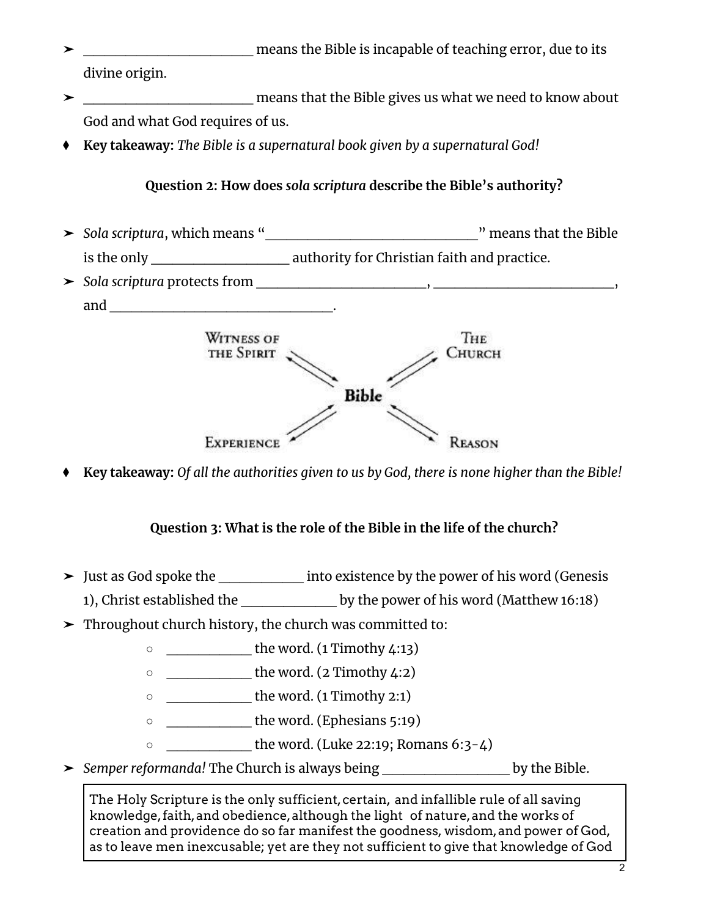- ➤ ________________________ means the Bible is incapable of teaching error, due to its divine origin.
- ➤ ________________________ means that the Bible gives us what we need to know about God and what God requires of us.
- ♦ **Key takeaway:** *The Bible is a supernatural book given by a supernatural God!*

### Question 2: How does *sola scriptura* describe the Bible's authority?

- ➤ *Sola scriptura*, which means "______________________________" means that the Bible is the only ___________________ authority for Christian faith and practice.
- ➤ *Sola scriptura* protects from ________________________, __________________________, and ________________________________.

Witness of the Spirit — The Church — Bible — Experience — Reason

- ♦ **Key takeaway:** *Of all the authorities given to us by God, there is none higher than the Bible!*

### Question 3: What is the role of the Bible in the life of the church?

- ➤ Just as God spoke the ____________ into existence by the power of his word (Genesis 1), Christ established the _____________ by the power of his word (Matthew 16:18)
- ➤ Throughout church history, the church was committed to:
  - ____________ the word. (1 Timothy 4:13)
  - ____________ the word. (2 Timothy 4:2)
  - ____________ the word. (1 Timothy 2:1)
  - ____________ the word. (Ephesians 5:19)
  - ____________ the word. (Luke 22:19; Romans 6:3-4)
- ➤ *Semper reformanda!* The Church is always being __________________ by the Bible.

> The Holy Scripture is the only sufficient, certain, and infallible rule of all saving knowledge, faith, and obedience, although the light of nature, and the works of creation and providence do so far manifest the goodness, wisdom, and power of God, as to leave men inexcusable; yet are they not sufficient to give that knowledge of God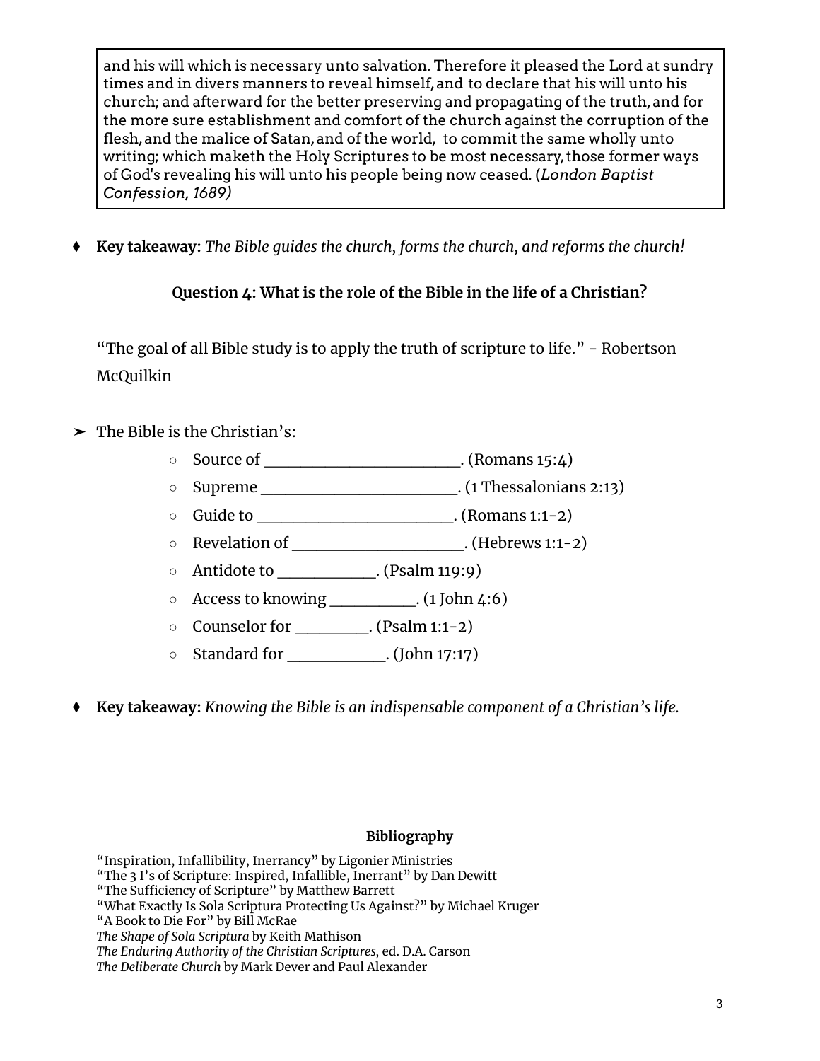> and his will which is necessary unto salvation. Therefore it pleased the Lord at sundry times and in divers manners to reveal himself, and to declare that his will unto his church; and afterward for the better preserving and propagating of the truth, and for the more sure establishment and comfort of the church against the corruption of the flesh, and the malice of Satan, and of the world, to commit the same wholly unto writing; which maketh the Holy Scriptures to be most necessary, those former ways of God's revealing his will unto his people being now ceased. (*London Baptist Confession, 1689)*

- **Key takeaway:** *The Bible guides the church, forms the church, and reforms the church!*

### Question 4: What is the role of the Bible in the life of a Christian?

"The goal of all Bible study is to apply the truth of scripture to life." - Robertson McQuilkin

- The Bible is the Christian's:
  - Source of ________________________. (Romans 15:4)
  - Supreme ________________________. (1 Thessalonians 2:13)
  - Guide to ________________________. (Romans 1:1-2)
  - Revelation of ____________________. (Hebrews 1:1-2)
  - Antidote to ___________. (Psalm 119:9)
  - Access to knowing __________. (1 John 4:6)
  - Counselor for ________. (Psalm 1:1-2)
  - Standard for ___________. (John 17:17)

- **Key takeaway:** *Knowing the Bible is an indispensable component of a Christian's life.*

### Bibliography

"Inspiration, Infallibility, Inerrancy" by Ligonier Ministries
"The 3 I's of Scripture: Inspired, Infallible, Inerrant" by Dan Dewitt
"The Sufficiency of Scripture" by Matthew Barrett
"What Exactly Is Sola Scriptura Protecting Us Against?" by Michael Kruger
"A Book to Die For" by Bill McRae
*The Shape of Sola Scriptura* by Keith Mathison
*The Enduring Authority of the Christian Scriptures*, ed. D.A. Carson
*The Deliberate Church* by Mark Dever and Paul Alexander